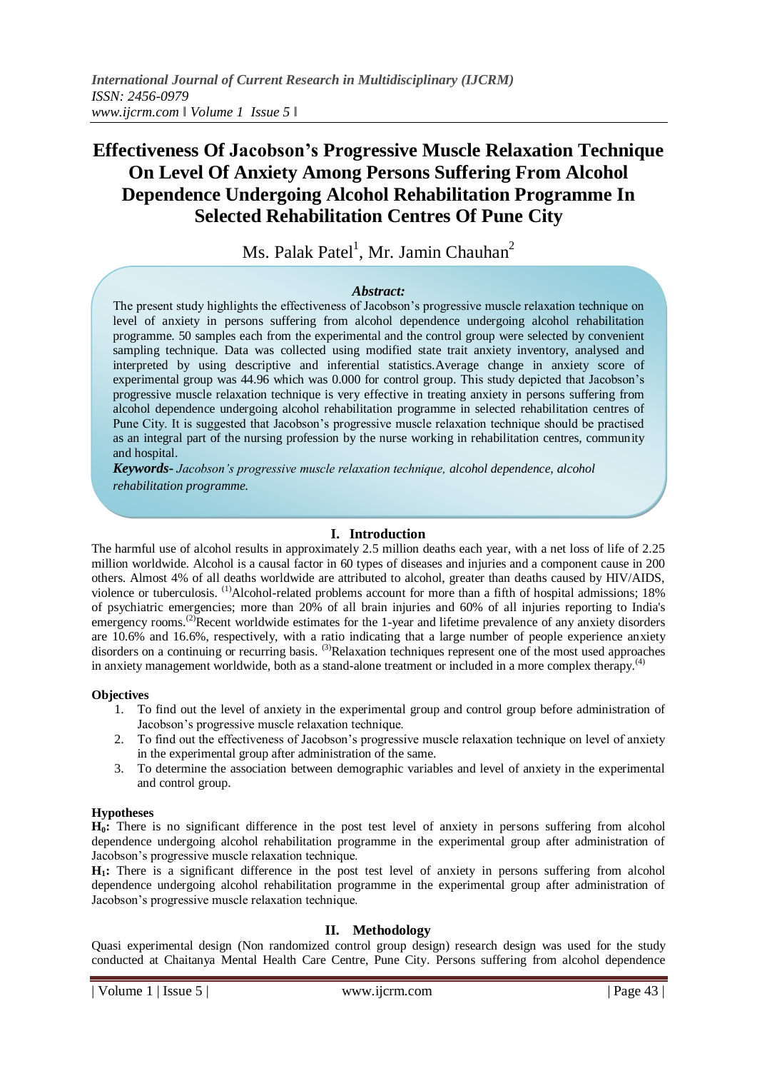# Effectiveness Of Jacobson's Progressive Muscle Relaxation Technique On Level Of Anxiety Among Persons Suffering From Alcohol Dependence Undergoing Alcohol Rehabilitation Programme In Selected Rehabilitation Centres Of Pune City

Ms. Palak Patel[1], Mr. Jamin Chauhan[2]

***Abstract:***

The present study highlights the effectiveness of Jacobson's progressive muscle relaxation technique on level of anxiety in persons suffering from alcohol dependence undergoing alcohol rehabilitation programme. 50 samples each from the experimental and the control group were selected by convenient sampling technique. Data was collected using modified state trait anxiety inventory, analysed and interpreted by using descriptive and inferential statistics. Average change in anxiety score of experimental group was 44.96 which was 0.000 for control group. This study depicted that Jacobson's progressive muscle relaxation technique is very effective in treating anxiety in persons suffering from alcohol dependence undergoing alcohol rehabilitation programme in selected rehabilitation centres of Pune City. It is suggested that Jacobson's progressive muscle relaxation technique should be practised as an integral part of the nursing profession by the nurse working in rehabilitation centres, community and hospital.

***Keywords-*** *Jacobson's progressive muscle relaxation technique, alcohol dependence, alcohol rehabilitation programme.*

## I. Introduction

The harmful use of alcohol results in approximately 2.5 million deaths each year, with a net loss of life of 2.25 million worldwide. Alcohol is a causal factor in 60 types of diseases and injuries and a component cause in 200 others. Almost 4% of all deaths worldwide are attributed to alcohol, greater than deaths caused by HIV/AIDS, violence or tuberculosis. [1] Alcohol-related problems account for more than a fifth of hospital admissions; 18% of psychiatric emergencies; more than 20% of all brain injuries and 60% of all injuries reporting to India's emergency rooms.[2] Recent worldwide estimates for the 1-year and lifetime prevalence of any anxiety disorders are 10.6% and 16.6%, respectively, with a ratio indicating that a large number of people experience anxiety disorders on a continuing or recurring basis. [3] Relaxation techniques represent one of the most used approaches in anxiety management worldwide, both as a stand-alone treatment or included in a more complex therapy.[4]

### Objectives

1. To find out the level of anxiety in the experimental group and control group before administration of Jacobson's progressive muscle relaxation technique.
2. To find out the effectiveness of Jacobson's progressive muscle relaxation technique on level of anxiety in the experimental group after administration of the same.
3. To determine the association between demographic variables and level of anxiety in the experimental and control group.

### Hypotheses

**$H_0$:** There is no significant difference in the post test level of anxiety in persons suffering from alcohol dependence undergoing alcohol rehabilitation programme in the experimental group after administration of Jacobson's progressive muscle relaxation technique.

**$H_1$:** There is a significant difference in the post test level of anxiety in persons suffering from alcohol dependence undergoing alcohol rehabilitation programme in the experimental group after administration of Jacobson's progressive muscle relaxation technique.

## II. Methodology

Quasi experimental design (Non randomized control group design) research design was used for the study conducted at Chaitanya Mental Health Care Centre, Pune City. Persons suffering from alcohol dependence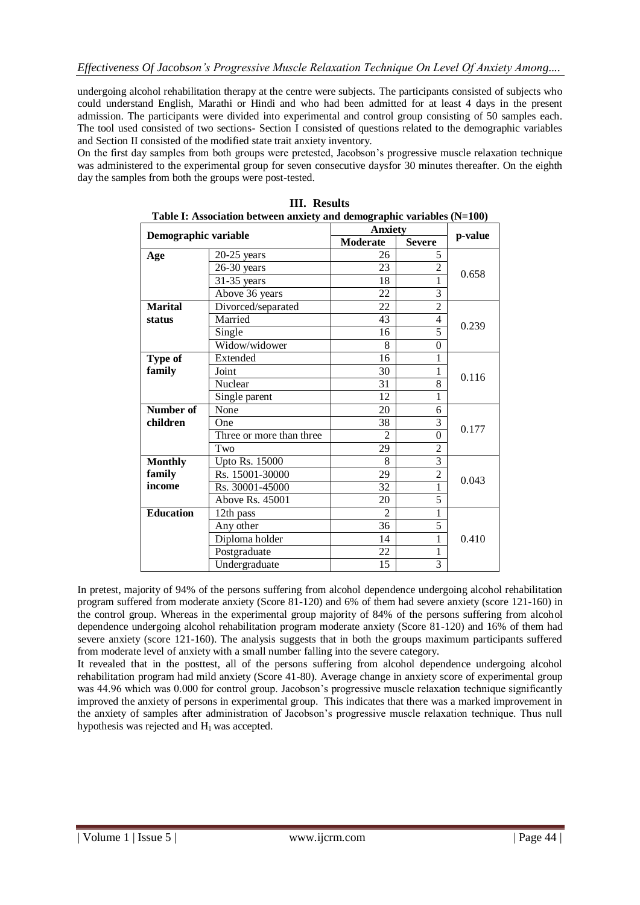undergoing alcohol rehabilitation therapy at the centre were subjects. The participants consisted of subjects who could understand English, Marathi or Hindi and who had been admitted for at least 4 days in the present admission. The participants were divided into experimental and control group consisting of 50 samples each. The tool used consisted of two sections- Section I consisted of questions related to the demographic variables and Section II consisted of the modified state trait anxiety inventory.

On the first day samples from both groups were pretested, Jacobson's progressive muscle relaxation technique was administered to the experimental group for seven consecutive daysfor 30 minutes thereafter. On the eighth day the samples from both the groups were post-tested.

## III. Results

**Table I: Association between anxiety and demographic variables (N=100)**

| Demographic variable | | Anxiety | | p-value |
|---|---|---|---|---|
| | | **Moderate** | **Severe** | |
| **Age** | 20-25 years | 26 | 5 | 0.658 |
| | 26-30 years | 23 | 2 | |
| | 31-35 years | 18 | 1 | |
| | Above 36 years | 22 | 3 | |
| **Marital status** | Divorced/separated | 22 | 2 | 0.239 |
| | Married | 43 | 4 | |
| | Single | 16 | 5 | |
| | Widow/widower | 8 | 0 | |
| **Type of family** | Extended | 16 | 1 | 0.116 |
| | Joint | 30 | 1 | |
| | Nuclear | 31 | 8 | |
| | Single parent | 12 | 1 | |
| **Number of children** | None | 20 | 6 | 0.177 |
| | One | 38 | 3 | |
| | Three or more than three | 2 | 0 | |
| | Two | 29 | 2 | |
| **Monthly family income** | Upto Rs. 15000 | 8 | 3 | 0.043 |
| | Rs. 15001-30000 | 29 | 2 | |
| | Rs. 30001-45000 | 32 | 1 | |
| | Above Rs. 45001 | 20 | 5 | |
| **Education** | 12th pass | 2 | 1 | 0.410 |
| | Any other | 36 | 5 | |
| | Diploma holder | 14 | 1 | |
| | Postgraduate | 22 | 1 | |
| | Undergraduate | 15 | 3 | |

In pretest, majority of 94% of the persons suffering from alcohol dependence undergoing alcohol rehabilitation program suffered from moderate anxiety (Score 81-120) and 6% of them had severe anxiety (score 121-160) in the control group. Whereas in the experimental group majority of 84% of the persons suffering from alcohol dependence undergoing alcohol rehabilitation program moderate anxiety (Score 81-120) and 16% of them had severe anxiety (score 121-160). The analysis suggests that in both the groups maximum participants suffered from moderate level of anxiety with a small number falling into the severe category.

It revealed that in the posttest, all of the persons suffering from alcohol dependence undergoing alcohol rehabilitation program had mild anxiety (Score 41-80). Average change in anxiety score of experimental group was 44.96 which was 0.000 for control group. Jacobson's progressive muscle relaxation technique significantly improved the anxiety of persons in experimental group. This indicates that there was a marked improvement in the anxiety of samples after administration of Jacobson's progressive muscle relaxation technique. Thus null hypothesis was rejected and $H_1$ was accepted.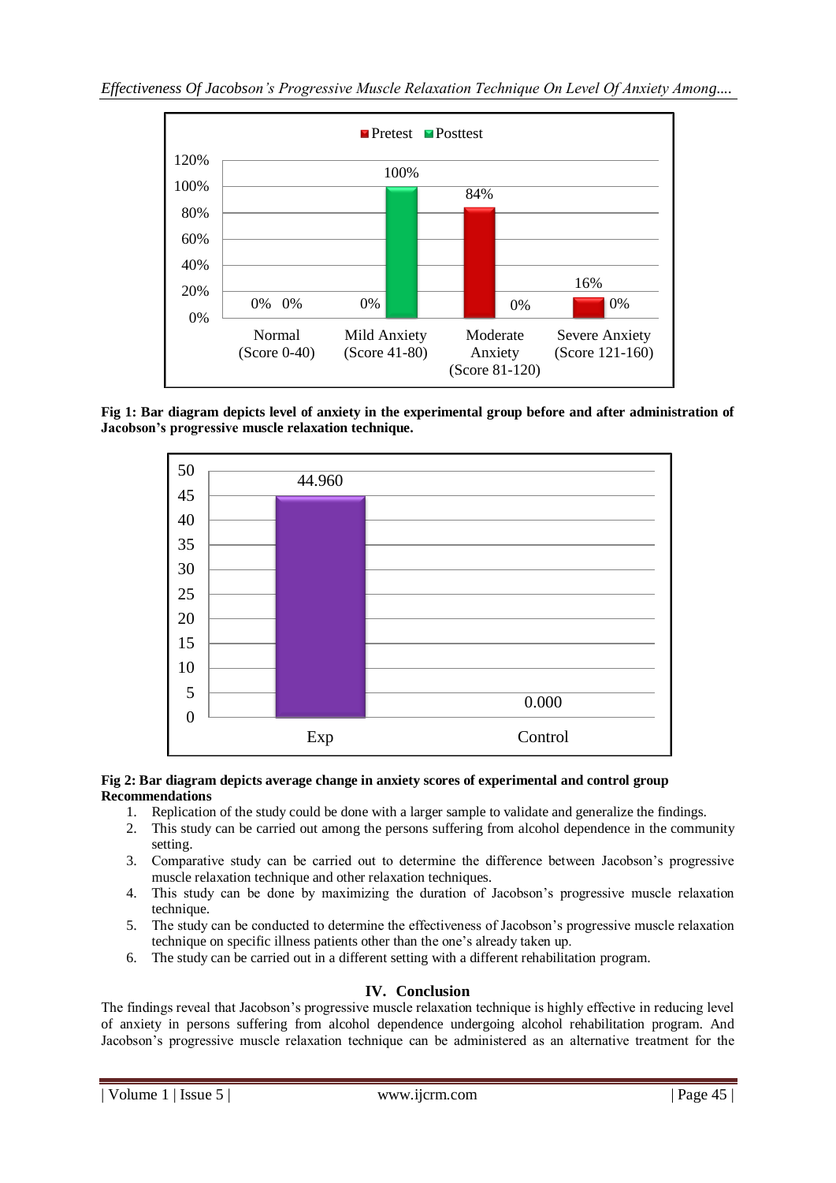**Fig 1: Bar diagram depicts level of anxiety in the experimental group before and after administration of Jacobson's progressive muscle relaxation technique.**

**Fig 2: Bar diagram depicts average change in anxiety scores of experimental and control group**

**Recommendations**

1. Replication of the study could be done with a larger sample to validate and generalize the findings.
2. This study can be carried out among the persons suffering from alcohol dependence in the community setting.
3. Comparative study can be carried out to determine the difference between Jacobson's progressive muscle relaxation technique and other relaxation techniques.
4. This study can be done by maximizing the duration of Jacobson's progressive muscle relaxation technique.
5. The study can be conducted to determine the effectiveness of Jacobson's progressive muscle relaxation technique on specific illness patients other than the one's already taken up.
6. The study can be carried out in a different setting with a different rehabilitation program.

## IV. Conclusion

The findings reveal that Jacobson's progressive muscle relaxation technique is highly effective in reducing level of anxiety in persons suffering from alcohol dependence undergoing alcohol rehabilitation program. And Jacobson's progressive muscle relaxation technique can be administered as an alternative treatment for the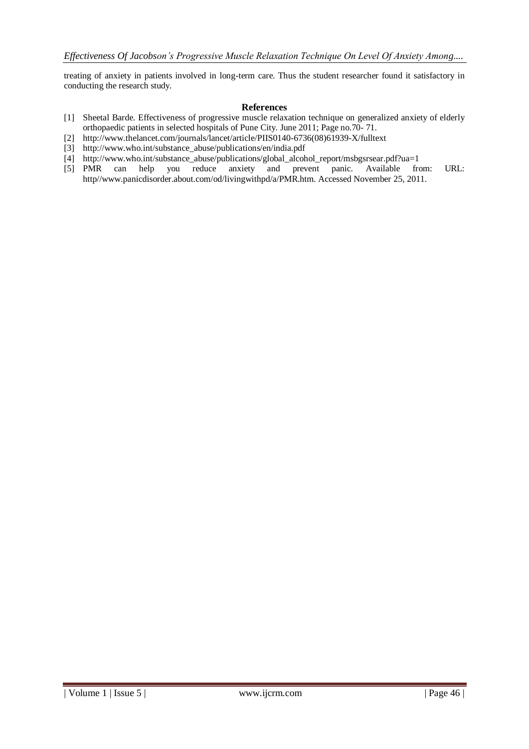treating of anxiety in patients involved in long-term care. Thus the student researcher found it satisfactory in conducting the research study.

## References

[1] Sheetal Barde. Effectiveness of progressive muscle relaxation technique on generalized anxiety of elderly orthopaedic patients in selected hospitals of Pune City. June 2011; Page no.70- 71.

[2] http://www.thelancet.com/journals/lancet/article/PIIS0140-6736(08)61939-X/fulltext

[3] http://www.who.int/substance_abuse/publications/en/india.pdf

[4] http://www.who.int/substance_abuse/publications/global_alcohol_report/msbgsrsear.pdf?ua=1

[5] PMR can help you reduce anxiety and prevent panic. Available from: URL: http//www.panicdisorder.about.com/od/livingwithpd/a/PMR.htm. Accessed November 25, 2011.